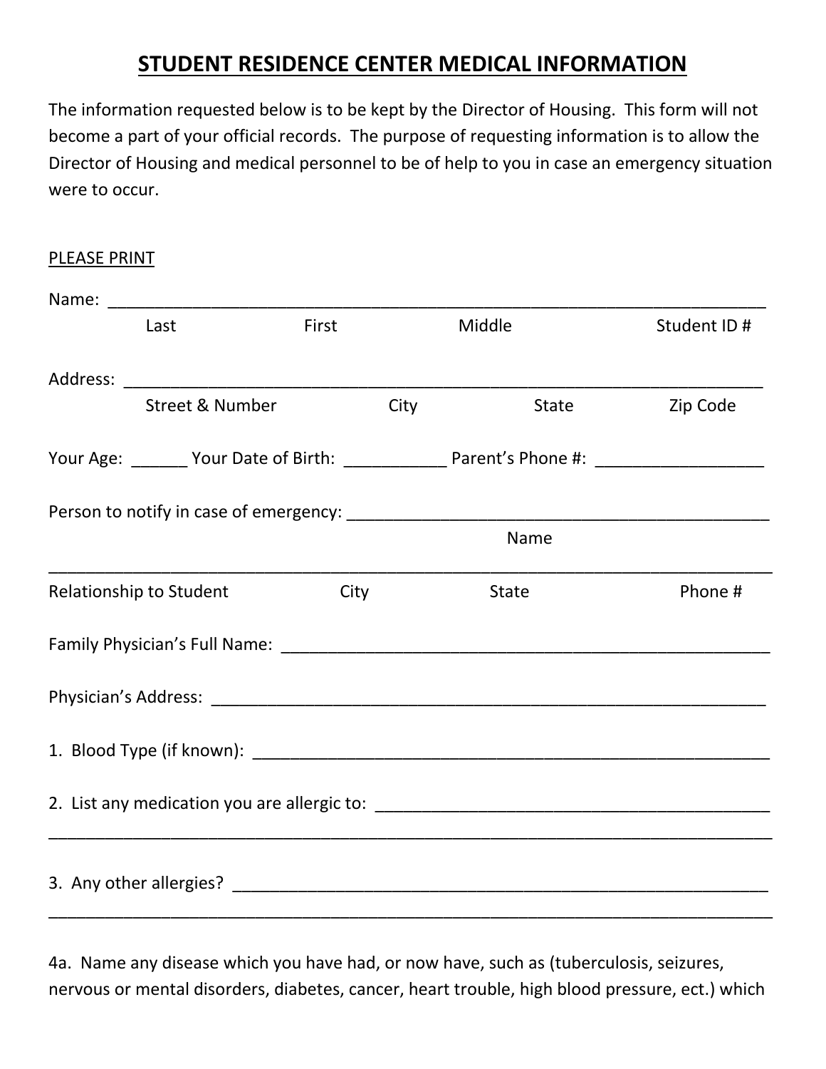# STUDENT RESIDENCE CENTER MEDICAL INFORMATION

The information requested below is to be kept by the Director of Housing. This form will not become a part of your official records. The purpose of requesting information is to allow the Director of Housing and medical personnel to be of help to you in case an emergency situation were to occur.

PLEASE PRINT

Name: ___________________________________________________________________________

Last First Middle Student ID #

Address: _________________________________________________________________________

Street & Number City State Zip Code

Your Age: ______ Your Date of Birth: ___________ Parent's Phone #: __________________

Person to notify in case of emergency: _______________________________________________

Name

___________________________________________________________________________________

Relationship to Student City State Phone #

Family Physician's Full Name: ______________________________________________________

Physician's Address: ______________________________________________________________

1. Blood Type (if known): _________________________________________________________

2. List any medication you are allergic to: ____________________________________________

___________________________________________________________________________________

3. Any other allergies? ____________________________________________________________

___________________________________________________________________________________

4a. Name any disease which you have had, or now have, such as (tuberculosis, seizures, nervous or mental disorders, diabetes, cancer, heart trouble, high blood pressure, ect.) which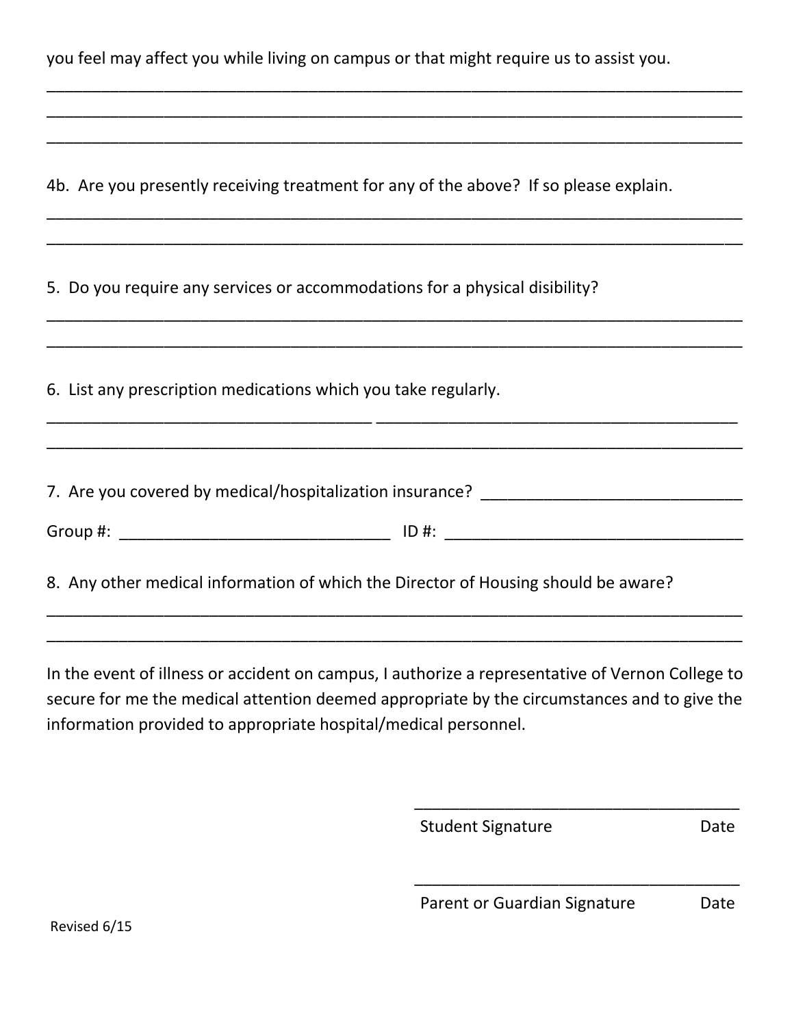you feel may affect you while living on campus or that might require us to assist you.

______________________________________________________________________________

______________________________________________________________________________

______________________________________________________________________________

4b. Are you presently receiving treatment for any of the above? If so please explain.

______________________________________________________________________________

______________________________________________________________________________

5. Do you require any services or accommodations for a physical disibility?

______________________________________________________________________________

______________________________________________________________________________

6. List any prescription medications which you take regularly.

___________________________________ ________________________________________

______________________________________________________________________________

7. Are you covered by medical/hospitalization insurance? ______________________________

Group #: ______________________________ ID #: __________________________________

8. Any other medical information of which the Director of Housing should be aware?

______________________________________________________________________________

______________________________________________________________________________

In the event of illness or accident on campus, I authorize a representative of Vernon College to secure for me the medical attention deemed appropriate by the circumstances and to give the information provided to appropriate hospital/medical personnel.

____________________________________
Student Signature Date

____________________________________
Parent or Guardian Signature Date

Revised 6/15